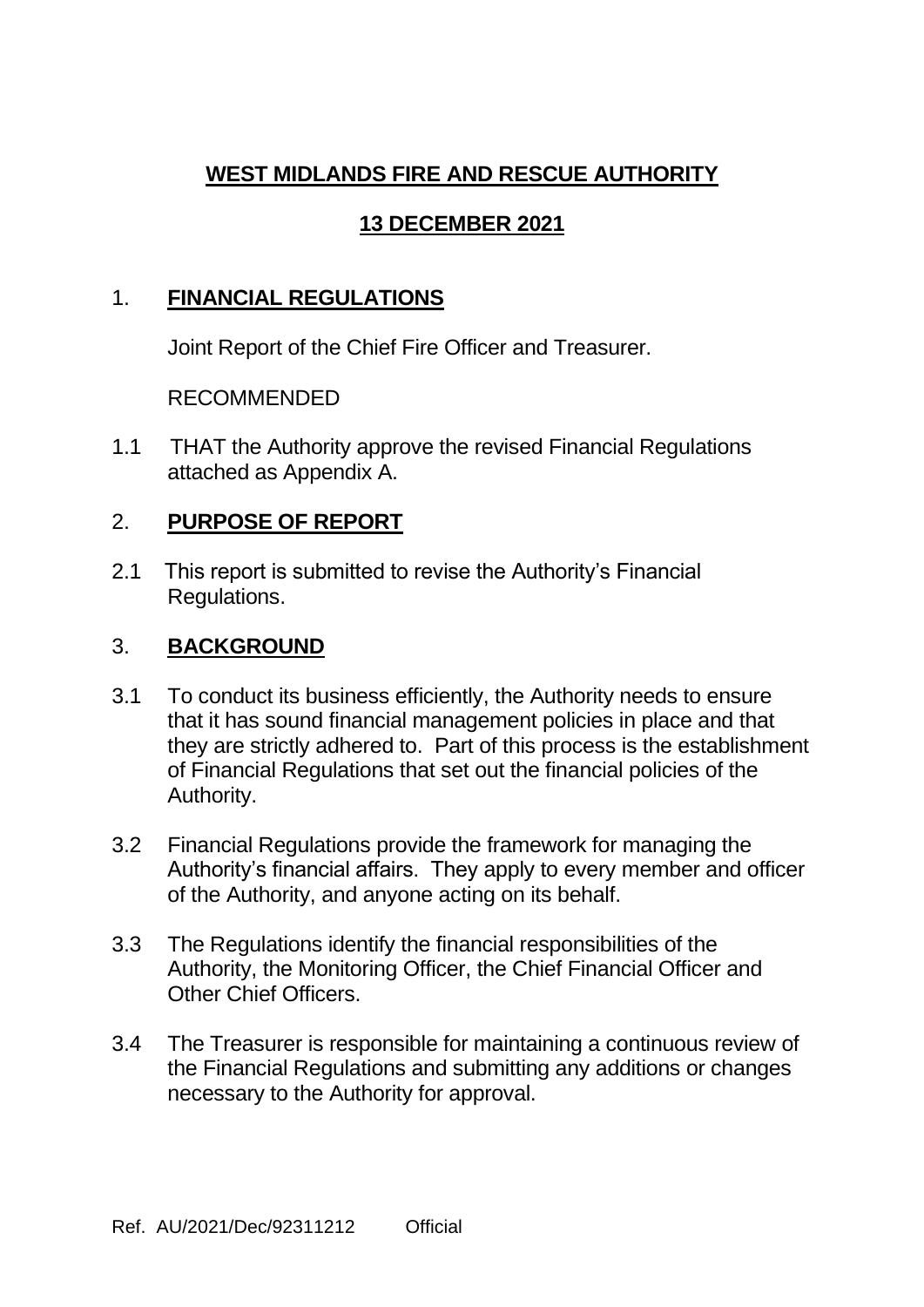**WEST MIDLANDS FIRE AND RESCUE AUTHORITY**

**13 DECEMBER 2021**

## 1. **FINANCIAL REGULATIONS**

Joint Report of the Chief Fire Officer and Treasurer.

RECOMMENDED

1.1 THAT the Authority approve the revised Financial Regulations attached as Appendix A.

## 2. **PURPOSE OF REPORT**

2.1 This report is submitted to revise the Authority's Financial Regulations.

## 3. **BACKGROUND**

3.1 To conduct its business efficiently, the Authority needs to ensure that it has sound financial management policies in place and that they are strictly adhered to. Part of this process is the establishment of Financial Regulations that set out the financial policies of the Authority.

3.2 Financial Regulations provide the framework for managing the Authority's financial affairs. They apply to every member and officer of the Authority, and anyone acting on its behalf.

3.3 The Regulations identify the financial responsibilities of the Authority, the Monitoring Officer, the Chief Financial Officer and Other Chief Officers.

3.4 The Treasurer is responsible for maintaining a continuous review of the Financial Regulations and submitting any additions or changes necessary to the Authority for approval.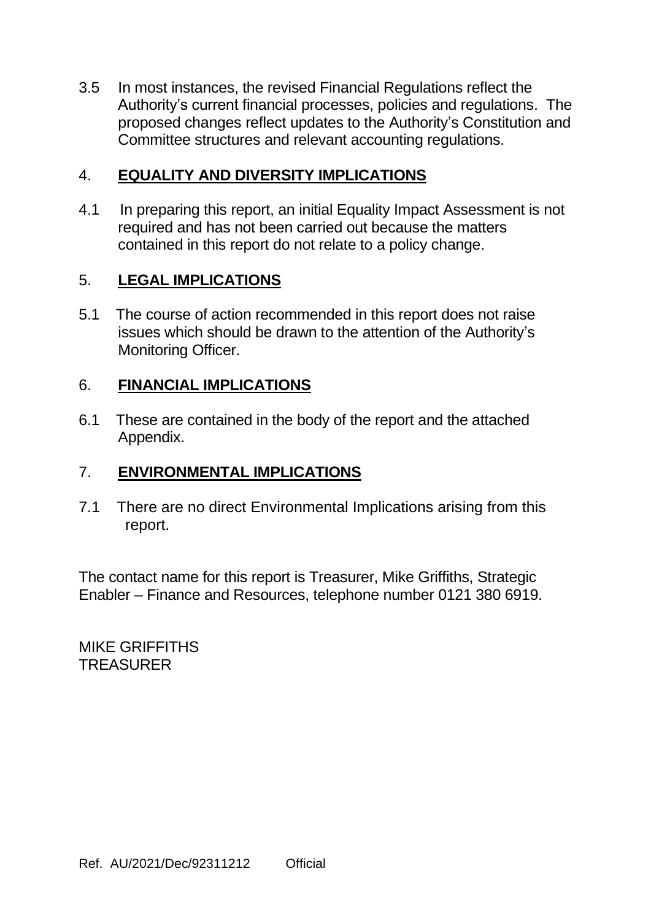3.5 In most instances, the revised Financial Regulations reflect the Authority's current financial processes, policies and regulations. The proposed changes reflect updates to the Authority's Constitution and Committee structures and relevant accounting regulations.

## 4. EQUALITY AND DIVERSITY IMPLICATIONS

4.1 In preparing this report, an initial Equality Impact Assessment is not required and has not been carried out because the matters contained in this report do not relate to a policy change.

## 5. LEGAL IMPLICATIONS

5.1 The course of action recommended in this report does not raise issues which should be drawn to the attention of the Authority's Monitoring Officer.

## 6. FINANCIAL IMPLICATIONS

6.1 These are contained in the body of the report and the attached Appendix.

## 7. ENVIRONMENTAL IMPLICATIONS

7.1 There are no direct Environmental Implications arising from this report.

The contact name for this report is Treasurer, Mike Griffiths, Strategic Enabler – Finance and Resources, telephone number 0121 380 6919.

MIKE GRIFFITHS
TREASURER